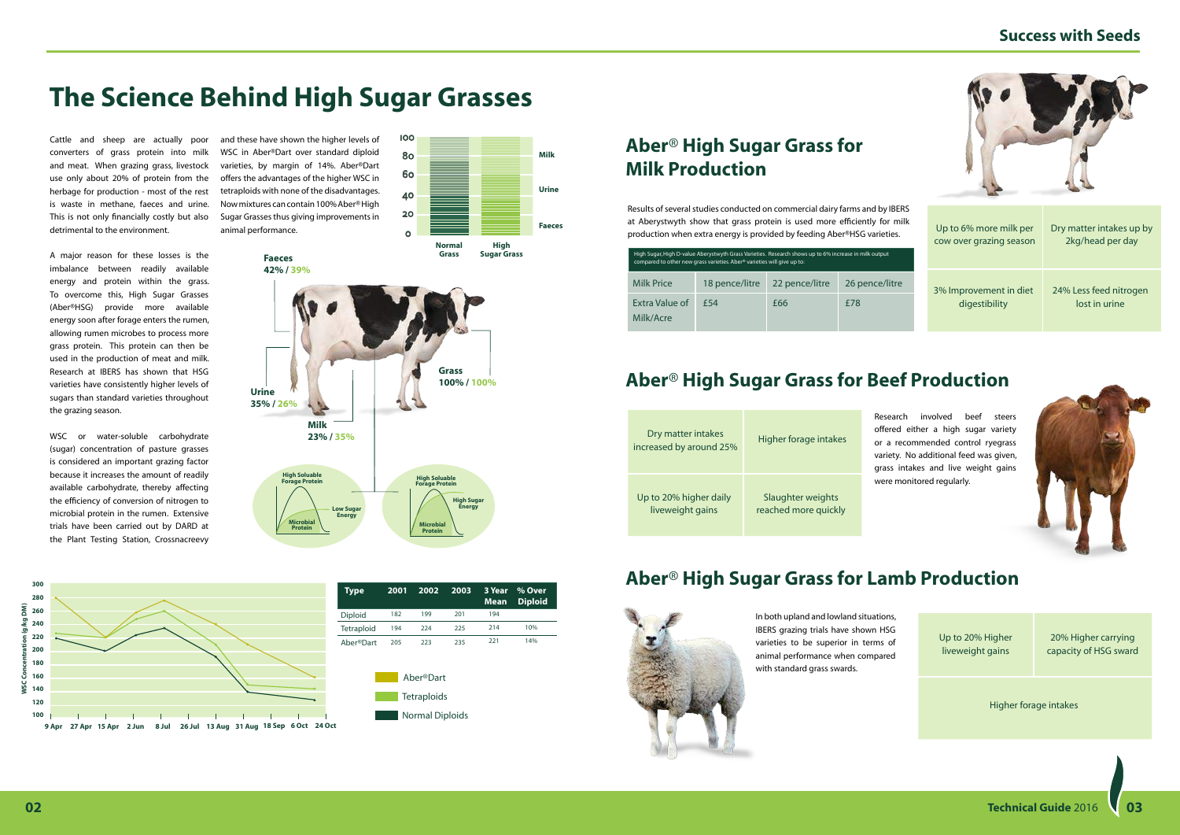# The Science Behind High Sugar Grasses

Cattle and sheep are actually poor converters of grass protein into milk and meat. When grazing grass, livestock use only about 20% of protein from the herbage for production - most of the rest is waste in methane, faeces and urine. This is not only financially costly but also detrimental to the environment.

A major reason for these losses is the imbalance between readily available energy and protein within the grass. To overcome this, High Sugar Grasses (Aber®HSG) provide more available energy soon after forage enters the rumen, allowing rumen microbes to process more grass protein. This protein can then be used in the production of meat and milk. Research at IBERS has shown that HSG varieties have consistently higher levels of sugars than standard varieties throughout the grazing season.

WSC or water-soluble carbohydrate (sugar) concentration of pasture grasses is considered an important grazing factor because it increases the amount of readily available carbohydrate, thereby affecting the efficiency of conversion of nitrogen to microbial protein in the rumen. Extensive trials have been carried out by DARD at the Plant Testing Station, Crossnacreevy and these have shown the higher levels of WSC in Aber®Dart over standard diploid varieties, by margin of 14%. Aber®Dart offers the advantages of the higher WSC in tetraploids with none of the disadvantages. Now mixtures can contain 100% Aber® High Sugar Grasses thus giving improvements in animal performance.

| Type | 2001 | 2002 | 2003 | 3 Year Mean | % Over Diploid |
|---|---|---|---|---|---|
| Diploid | 182 | 199 | 201 | 194 | |
| Tetraploid | 194 | 224 | 225 | 214 | 10% |
| Aber®Dart | 205 | 223 | 235 | 221 | 14% |

## Aber® High Sugar Grass for Milk Production

Results of several studies conducted on commercial dairy farms and by IBERS at Aberystwyth show that grass protein is used more efficiently for milk production when extra energy is provided by feeding Aber®HSG varieties.

High Sugar, High D-value Aberystwyth Grass Varieties. Research shows up to 6% increase in milk output compared to other new grass varieties. Aber® varieties will give up to:

| Milk Price | 18 pence/litre | 22 pence/litre | 26 pence/litre |
|---|---|---|---|
| Extra Value of Milk/Acre | £54 | £66 | £78 |

| Up to 6% more milk per cow over grazing season | Dry matter intakes up by 2kg/head per day |
|---|---|
| 3% Improvement in diet digestibility | 24% Less feed nitrogen lost in urine |

## Aber® High Sugar Grass for Beef Production

Research involved beef steers offered either a high sugar variety or a recommended control ryegrass variety. No additional feed was given, grass intakes and live weight gains were monitored regularly.

| Dry matter intakes increased by around 25% | Higher forage intakes |
|---|---|
| Up to 20% higher daily liveweight gains | Slaughter weights reached more quickly |

## Aber® High Sugar Grass for Lamb Production

In both upland and lowland situations, IBERS grazing trials have shown HSG varieties to be superior in terms of animal performance when compared with standard grass swards.

| Up to 20% Higher liveweight gains | 20% Higher carrying capacity of HSG sward |
|---|---|
| Higher forage intakes | |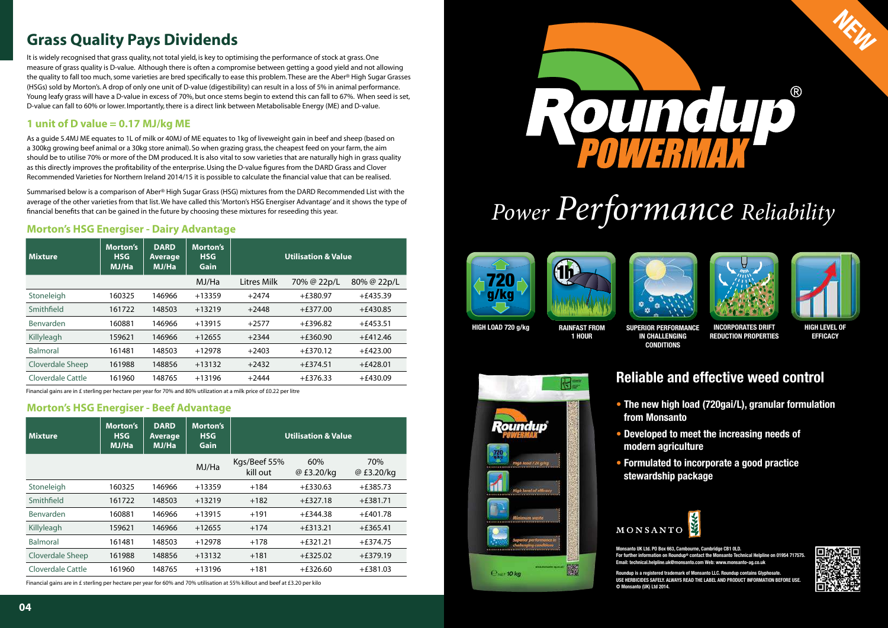## Grass Quality Pays Dividends

It is widely recognised that grass quality, not total yield, is key to optimising the performance of stock at grass. One measure of grass quality is D-value. Although there is often a compromise between getting a good yield and not allowing the quality to fall too much, some varieties are bred specifically to ease this problem. These are the Aber® High Sugar Grasses (HSGs) sold by Morton's. A drop of only one unit of D-value (digestibility) can result in a loss of 5% in animal performance. Young leafy grass will have a D-value in excess of 70%, but once stems begin to extend this can fall to 67%. When seed is set, D-value can fall to 60% or lower. Importantly, there is a direct link between Metabolisable Energy (ME) and D-value.

### 1 unit of D value = 0.17 MJ/kg ME

As a guide 5.4MJ ME equates to 1L of milk or 40MJ of ME equates to 1kg of liveweight gain in beef and sheep (based on a 300kg growing beef animal or a 30kg store animal). So when grazing grass, the cheapest feed on your farm, the aim should be to utilise 70% or more of the DM produced. It is also vital to sow varieties that are naturally high in grass quality as this directly improves the profitability of the enterprise. Using the D-value figures from the DARD Grass and Clover Recommended Varieties for Northern Ireland 2014/15 it is possible to calculate the financial value that can be realised.

Summarised below is a comparison of Aber® High Sugar Grass (HSG) mixtures from the DARD Recommended List with the average of the other varieties from that list. We have called this 'Morton's HSG Energiser Advantage' and it shows the type of financial benefits that can be gained in the future by choosing these mixtures for reseeding this year.

### Morton's HSG Energiser - Dairy Advantage

| Mixture | Morton's HSG MJ/Ha | DARD Average MJ/Ha | Morton's HSG Gain | Utilisation & Value | | |
|---|---|---|---|---|---|---|
| | | | MJ/Ha | Litres Milk | 70% @ 22p/L | 80% @ 22p/L |
| Stoneleigh | 160325 | 146966 | +13359 | +2474 | +£380.97 | +£435.39 |
| Smithfield | 161722 | 148503 | +13219 | +2448 | +£377.00 | +£430.85 |
| Benvarden | 160881 | 146966 | +13915 | +2577 | +£396.82 | +£453.51 |
| Killyleagh | 159621 | 146966 | +12655 | +2344 | +£360.90 | +£412.46 |
| Balmoral | 161481 | 148503 | +12978 | +2403 | +£370.12 | +£423.00 |
| Cloverdale Sheep | 161988 | 148856 | +13132 | +2432 | +£374.51 | +£428.01 |
| Cloverdale Cattle | 161960 | 148765 | +13196 | +2444 | +£376.33 | +£430.09 |

Financial gains are in £ sterling per hectare per year for 70% and 80% utilization at a milk price of £0.22 per litre

### Morton's HSG Energiser - Beef Advantage

| Mixture | Morton's HSG MJ/Ha | DARD Average MJ/Ha | Morton's HSG Gain | Utilisation & Value | | |
|---|---|---|---|---|---|---|
| | | | MJ/Ha | Kgs/Beef 55% kill out | 60% @ £3.20/kg | 70% @ £3.20/kg |
| Stoneleigh | 160325 | 146966 | +13359 | +184 | +£330.63 | +£385.73 |
| Smithfield | 161722 | 148503 | +13219 | +182 | +£327.18 | +£381.71 |
| Benvarden | 160881 | 146966 | +13915 | +191 | +£344.38 | +£401.78 |
| Killyleagh | 159621 | 146966 | +12655 | +174 | +£313.21 | +£365.41 |
| Balmoral | 161481 | 148503 | +12978 | +178 | +£321.21 | +£374.75 |
| Cloverdale Sheep | 161988 | 148856 | +13132 | +181 | +£325.02 | +£379.19 |
| Cloverdale Cattle | 161960 | 148765 | +13196 | +181 | +£326.60 | +£381.03 |

Financial gains are in £ sterling per hectare per year for 60% and 70% utilisation at 55% killout and beef at £3.20 per kilo

NEW

# Roundup® POWERMAX

*Power Performance Reliability*

HIGH LOAD 720 g/kg

RAINFAST FROM 1 HOUR

SUPERIOR PERFORMANCE IN CHALLENGING CONDITIONS

INCORPORATES DRIFT REDUCTION PROPERTIES

HIGH LEVEL OF EFFICACY

## Reliable and effective weed control

- The new high load (720gai/L), granular formulation from Monsanto
- Developed to meet the increasing needs of modern agriculture
- Formulated to incorporate a good practice stewardship package

MONSANTO

Monsanto UK Ltd. PO Box 663, Cambourne, Cambridge CB1 0LD.
For further information on Roundup® contact the Monsanto Technical Helpline on 01954 717575.
Email: technical.helpline.uk@monsanto.com Web: www.monsanto-ag.co.uk

Roundup is a registered trademark of Monsanto LLC. Roundup contains Glyphosate.
USE HERBICIDES SAFELY. ALWAYS READ THE LABEL AND PRODUCT INFORMATION BEFORE USE.
© Monsanto (UK) Ltd 2014.